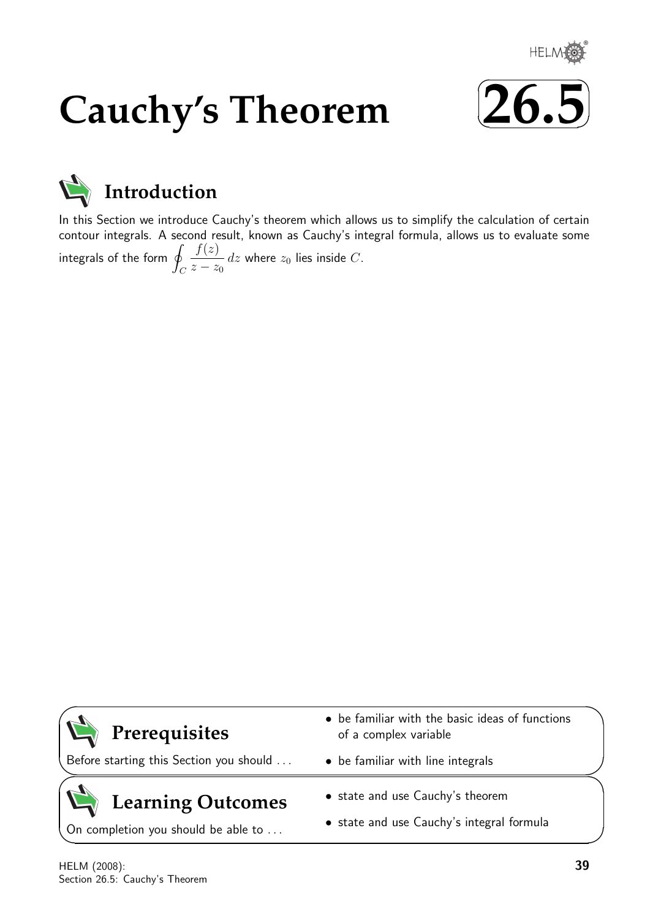# Cauchy's Theorem

**26.5**

## Introduction

In this Section we introduce Cauchy's theorem which allows us to simplify the calculation of certain contour integrals. A second result, known as Cauchy's integral formula, allows us to evaluate some integrals of the form $\oint_C \dfrac{f(z)}{z - z_0}\, dz$ where $z_0$ lies inside $C$.

## Prerequisites

Before starting this Section you should ...

- be familiar with the basic ideas of functions of a complex variable
- be familiar with line integrals

## Learning Outcomes

On completion you should be able to ...

- state and use Cauchy's theorem
- state and use Cauchy's integral formula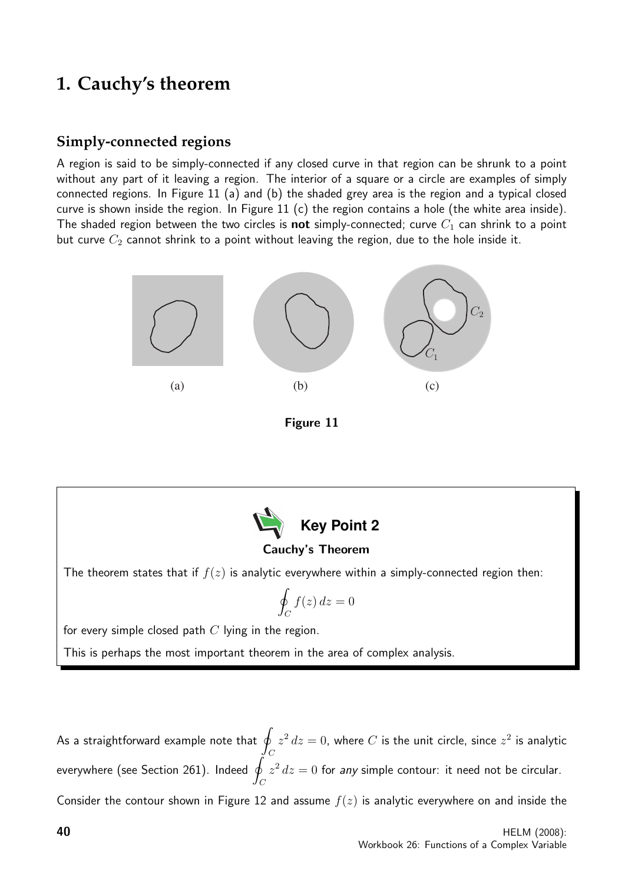# 1. Cauchy's theorem

## Simply-connected regions

A region is said to be simply-connected if any closed curve in that region can be shrunk to a point without any part of it leaving a region. The interior of a square or a circle are examples of simply connected regions. In Figure 11 (a) and (b) the shaded grey area is the region and a typical closed curve is shown inside the region. In Figure 11 (c) the region contains a hole (the white area inside). The shaded region between the two circles is **not** simply-connected; curve $C_1$ can shrink to a point but curve $C_2$ cannot shrink to a point without leaving the region, due to the hole inside it.

(a) (b) (c)

**Figure 11**

---

**Key Point 2**

**Cauchy's Theorem**

The theorem states that if $f(z)$ is analytic everywhere within a simply-connected region then:

$$\oint_C f(z)\, dz = 0$$

for every simple closed path $C$ lying in the region.

This is perhaps the most important theorem in the area of complex analysis.

---

As a straightforward example note that $\oint_C z^2\, dz = 0$, where $C$ is the unit circle, since $z^2$ is analytic everywhere (see Section 261). Indeed $\oint_C z^2\, dz = 0$ for *any* simple contour: it need not be circular.

Consider the contour shown in Figure 12 and assume $f(z)$ is analytic everywhere on and inside the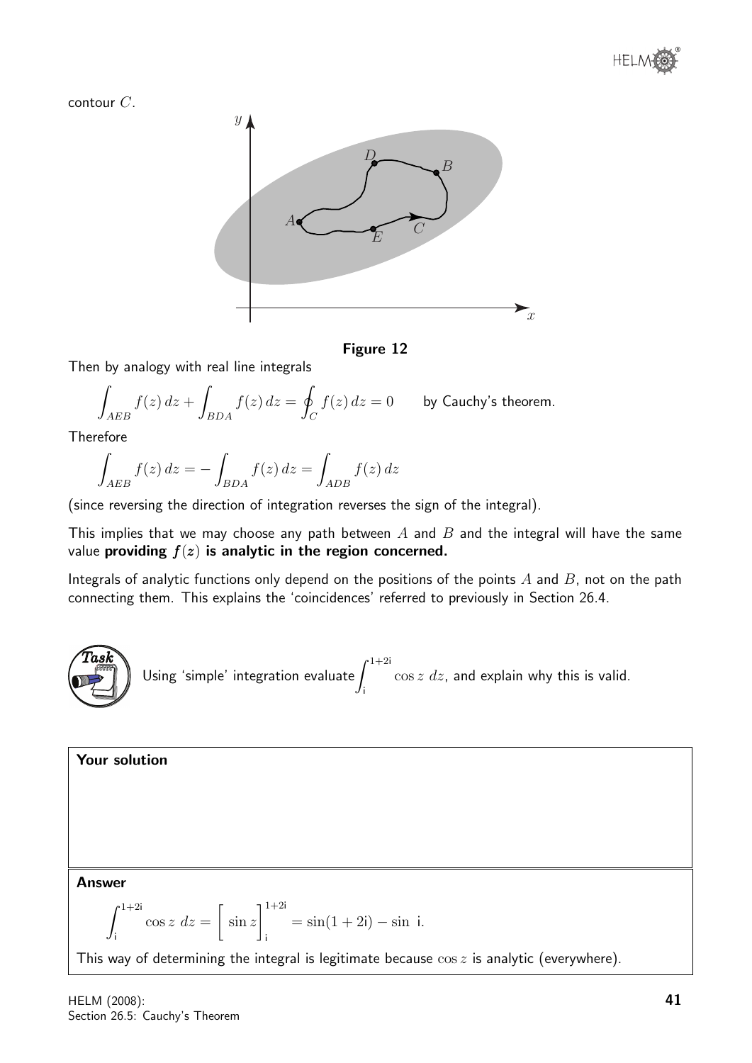contour $C$.

**Figure 12**

Then by analogy with real line integrals

$$\int_{AEB} f(z)\,dz + \int_{BDA} f(z)\,dz = \oint_C f(z)\,dz = 0 \qquad \text{by Cauchy's theorem.}$$

Therefore

$$\int_{AEB} f(z)\,dz = -\int_{BDA} f(z)\,dz = \int_{ADB} f(z)\,dz$$

(since reversing the direction of integration reverses the sign of the integral).

This implies that we may choose any path between $A$ and $B$ and the integral will have the same value **providing $f(z)$ is analytic in the region concerned.**

Integrals of analytic functions only depend on the positions of the points $A$ and $B$, not on the path connecting them. This explains the 'coincidences' referred to previously in Section 26.4.

**Task**

Using 'simple' integration evaluate $\displaystyle\int_{\mathrm{i}}^{1+2\mathrm{i}} \cos z\; dz$, and explain why this is valid.

**Your solution**

**Answer**

$$\int_{\mathrm{i}}^{1+2\mathrm{i}} \cos z\; dz = \Big[\,\sin z\Big]_{\mathrm{i}}^{1+2\mathrm{i}} = \sin(1+2\mathrm{i}) - \sin\,\mathrm{i}.$$

This way of determining the integral is legitimate because $\cos z$ is analytic (everywhere).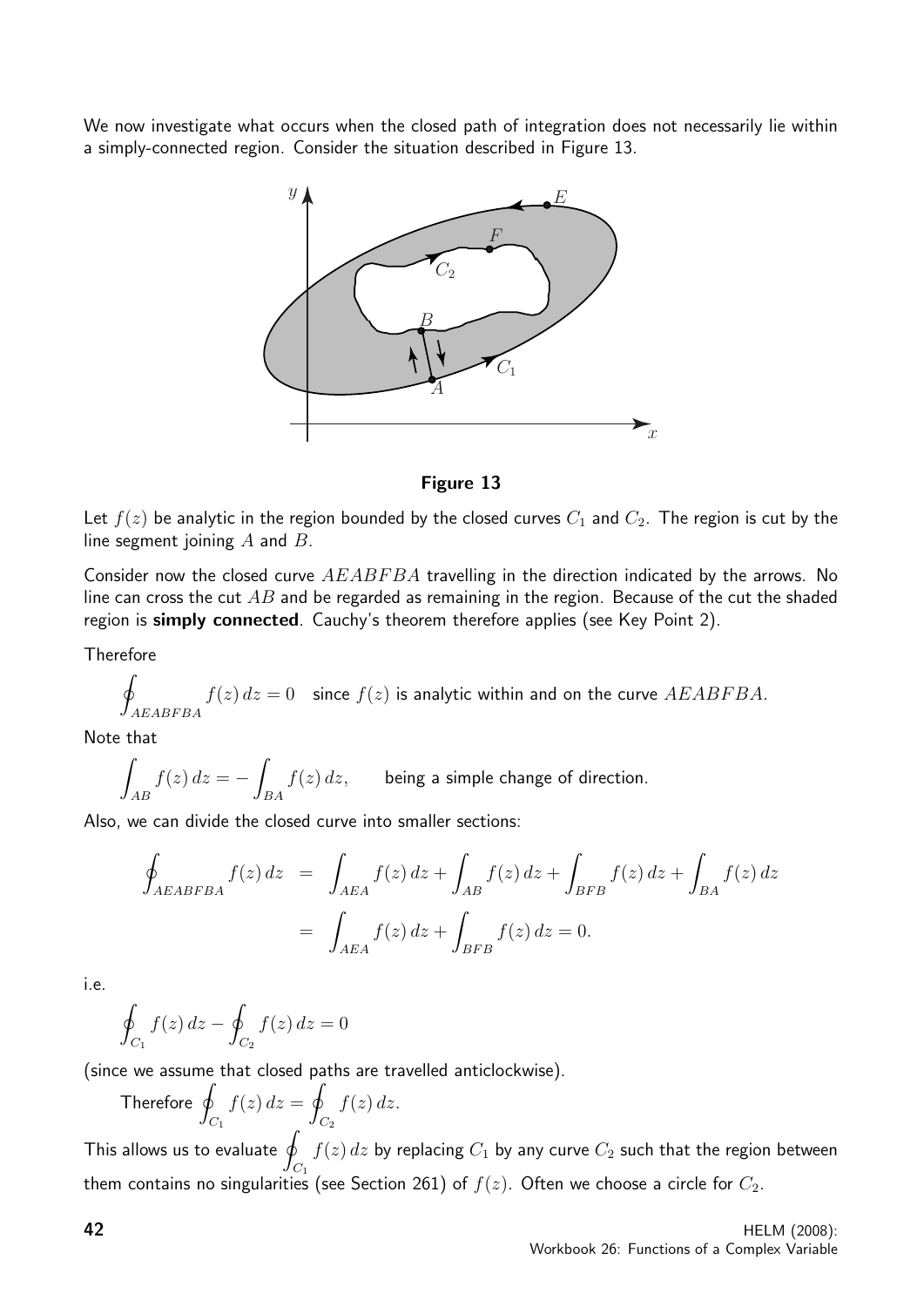We now investigate what occurs when the closed path of integration does not necessarily lie within a simply-connected region. Consider the situation described in Figure 13.

**Figure 13**

Let $f(z)$ be analytic in the region bounded by the closed curves $C_1$ and $C_2$. The region is cut by the line segment joining $A$ and $B$.

Consider now the closed curve $AEABFBA$ travelling in the direction indicated by the arrows. No line can cross the cut $AB$ and be regarded as remaining in the region. Because of the cut the shaded region is **simply connected**. Cauchy's theorem therefore applies (see Key Point 2).

Therefore

$$\oint_{AEABFBA} f(z)\,dz = 0 \quad \text{since } f(z) \text{ is analytic within and on the curve } AEABFBA.$$

Note that

$$\int_{AB} f(z)\,dz = -\int_{BA} f(z)\,dz, \qquad \text{being a simple change of direction.}$$

Also, we can divide the closed curve into smaller sections:

$$\begin{aligned}
\oint_{AEABFBA} f(z)\,dz &= \int_{AEA} f(z)\,dz + \int_{AB} f(z)\,dz + \int_{BFB} f(z)\,dz + \int_{BA} f(z)\,dz \\
&= \int_{AEA} f(z)\,dz + \int_{BFB} f(z)\,dz = 0.
\end{aligned}$$

i.e.

$$\oint_{C_1} f(z)\,dz - \oint_{C_2} f(z)\,dz = 0$$

(since we assume that closed paths are travelled anticlockwise).

Therefore $\displaystyle\oint_{C_1} f(z)\,dz = \oint_{C_2} f(z)\,dz.$

This allows us to evaluate $\displaystyle\oint_{C_1} f(z)\,dz$ by replacing $C_1$ by any curve $C_2$ such that the region between them contains no singularities (see Section 261) of $f(z)$. Often we choose a circle for $C_2$.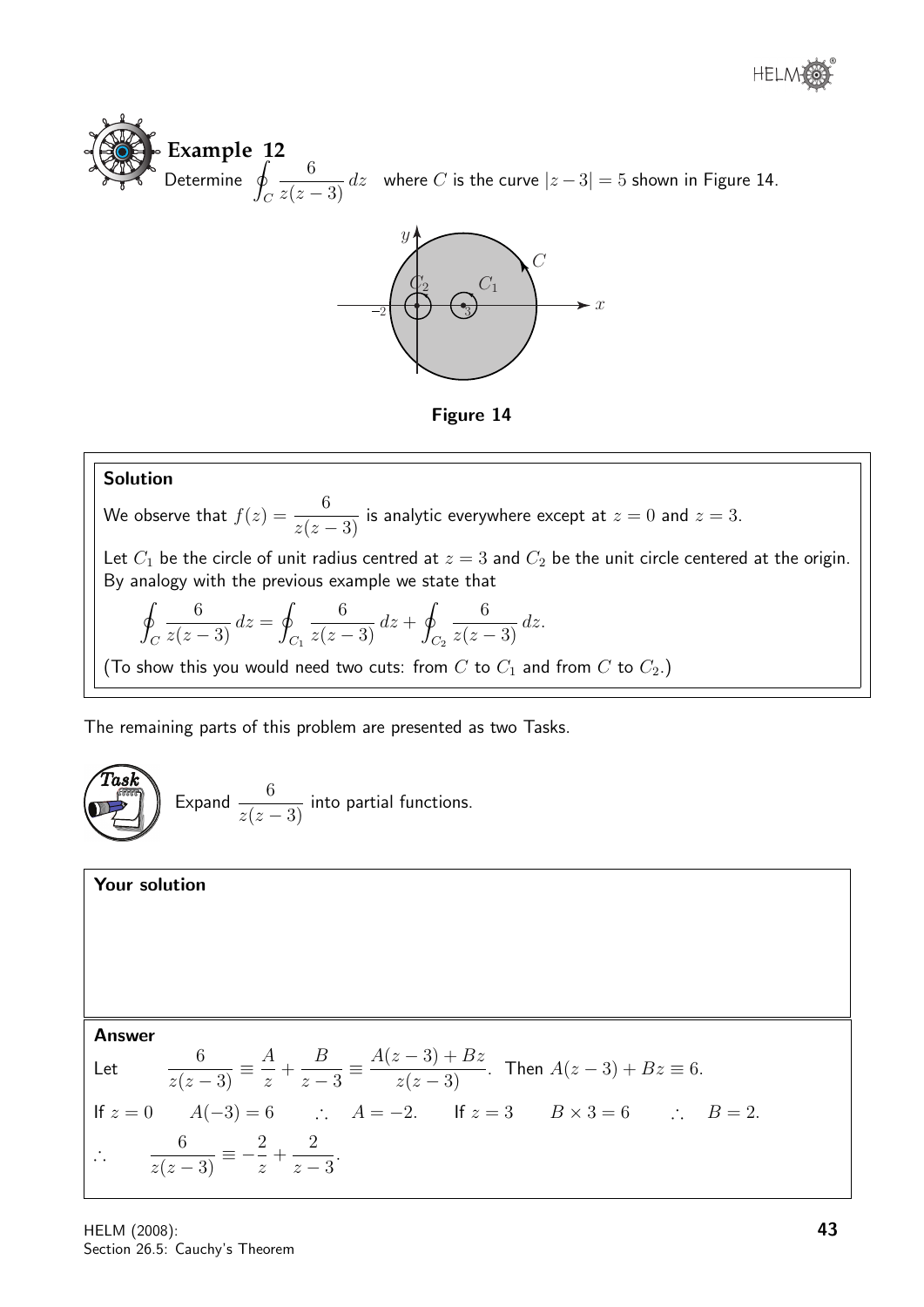**Example 12**

Determine $\oint_C \frac{6}{z(z-3)}\,dz$ where $C$ is the curve $|z-3| = 5$ shown in Figure 14.

Figure 14

**Solution**

We observe that $f(z) = \frac{6}{z(z-3)}$ is analytic everywhere except at $z = 0$ and $z = 3$.

Let $C_1$ be the circle of unit radius centred at $z = 3$ and $C_2$ be the unit circle centered at the origin. By analogy with the previous example we state that

$$\oint_C \frac{6}{z(z-3)}\,dz = \oint_{C_1} \frac{6}{z(z-3)}\,dz + \oint_{C_2} \frac{6}{z(z-3)}\,dz.$$

(To show this you would need two cuts: from $C$ to $C_1$ and from $C$ to $C_2$.)

The remaining parts of this problem are presented as two Tasks.

**Task**

Expand $\frac{6}{z(z-3)}$ into partial functions.

**Your solution**

**Answer**

Let $\quad \frac{6}{z(z-3)} \equiv \frac{A}{z} + \frac{B}{z-3} \equiv \frac{A(z-3) + Bz}{z(z-3)}$. Then $A(z-3) + Bz \equiv 6$.

If $z = 0 \quad A(-3) = 6 \quad \therefore \quad A = -2. \quad$ If $z = 3 \quad B \times 3 = 6 \quad \therefore \quad B = 2.$

$$\therefore \quad \frac{6}{z(z-3)} \equiv -\frac{2}{z} + \frac{2}{z-3}.$$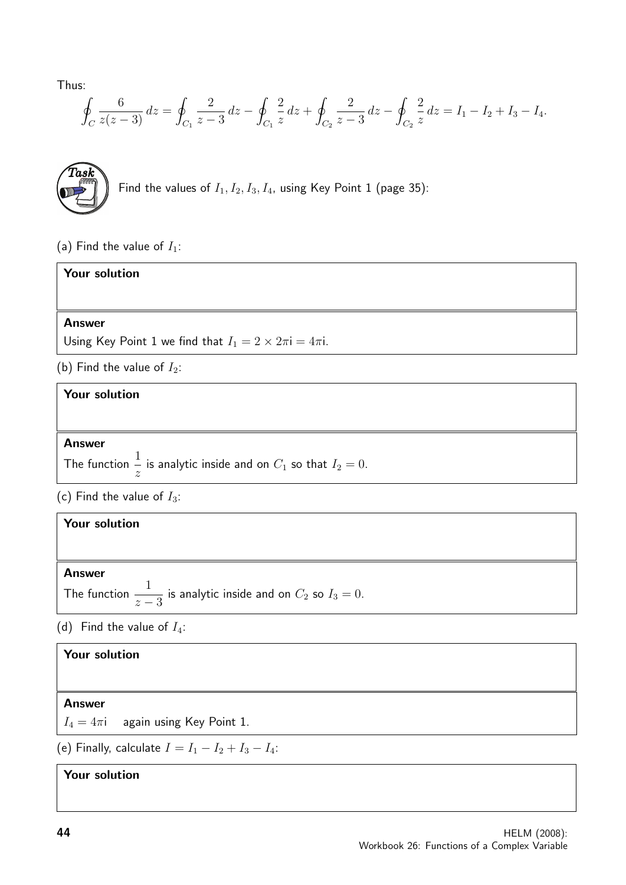Thus:

$$\oint_C \frac{6}{z(z-3)}\,dz = \oint_{C_1} \frac{2}{z-3}\,dz - \oint_{C_1} \frac{2}{z}\,dz + \oint_{C_2} \frac{2}{z-3}\,dz - \oint_{C_2} \frac{2}{z}\,dz = I_1 - I_2 + I_3 - I_4.$$

**Task**

Find the values of $I_1, I_2, I_3, I_4$, using Key Point 1 (page 35):

(a) Find the value of $I_1$:

**Your solution**

**Answer**

Using Key Point 1 we find that $I_1 = 2 \times 2\pi\text{i} = 4\pi\text{i}$.

(b) Find the value of $I_2$:

**Your solution**

**Answer**

The function $\dfrac{1}{z}$ is analytic inside and on $C_1$ so that $I_2 = 0$.

(c) Find the value of $I_3$:

**Your solution**

**Answer**

The function $\dfrac{1}{z-3}$ is analytic inside and on $C_2$ so $I_3 = 0$.

(d) Find the value of $I_4$:

**Your solution**

**Answer**

$I_4 = 4\pi\text{i}$ again using Key Point 1.

(e) Finally, calculate $I = I_1 - I_2 + I_3 - I_4$:

**Your solution**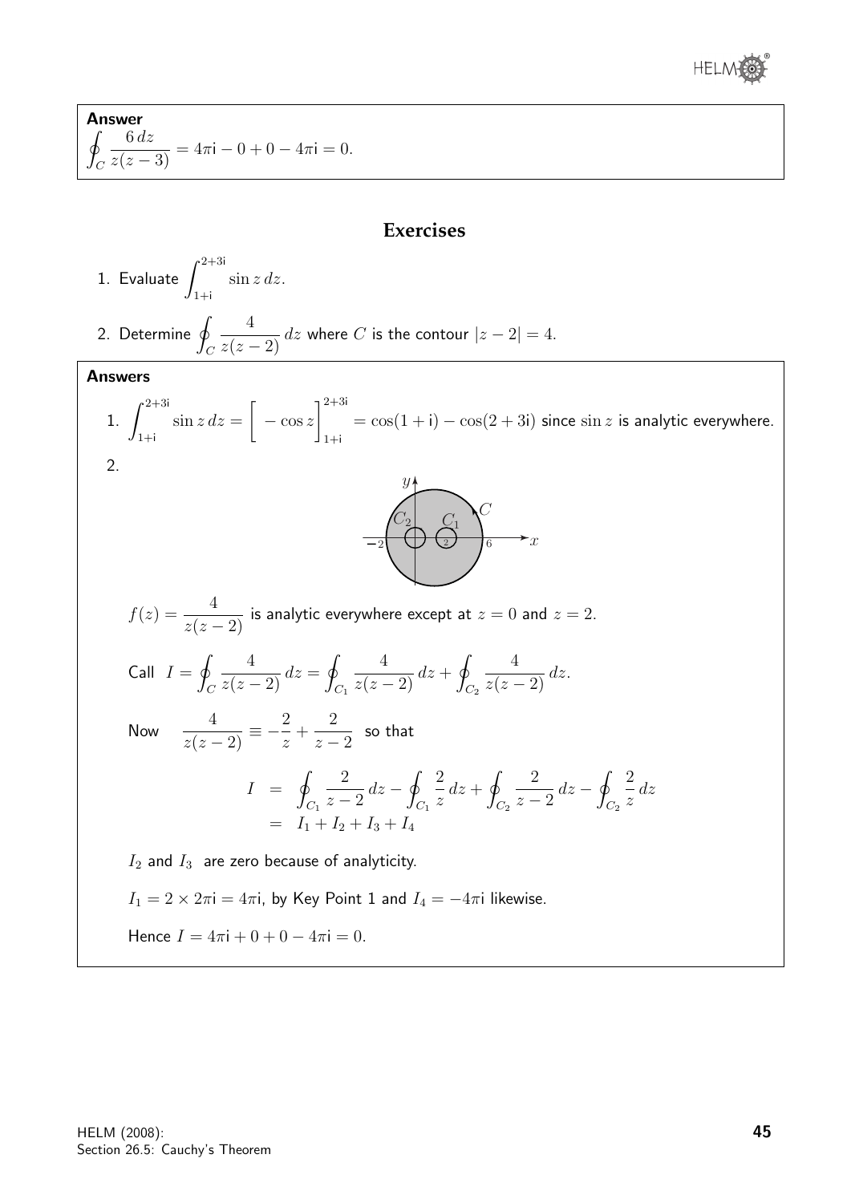**Answer**

$$\oint_C \frac{6\,dz}{z(z-3)} = 4\pi\mathsf{i} - 0 + 0 - 4\pi\mathsf{i} = 0.$$

## Exercises

1. Evaluate $\displaystyle\int_{1+\mathsf{i}}^{2+3\mathsf{i}} \sin z\,dz$.

2. Determine $\displaystyle\oint_C \frac{4}{z(z-2)}\,dz$ where $C$ is the contour $|z-2| = 4$.

**Answers**

1. $\displaystyle\int_{1+\mathsf{i}}^{2+3\mathsf{i}} \sin z\,dz = \Big[-\cos z\Big]_{1+\mathsf{i}}^{2+3\mathsf{i}} = \cos(1+\mathsf{i}) - \cos(2+3\mathsf{i})$ since $\sin z$ is analytic everywhere.

2. $f(z) = \dfrac{4}{z(z-2)}$ is analytic everywhere except at $z = 0$ and $z = 2$.

Call $\displaystyle I = \oint_C \frac{4}{z(z-2)}\,dz = \oint_{C_1} \frac{4}{z(z-2)}\,dz + \oint_{C_2} \frac{4}{z(z-2)}\,dz.$

Now $\quad \dfrac{4}{z(z-2)} \equiv -\dfrac{2}{z} + \dfrac{2}{z-2}$ so that

$$\begin{aligned} I &= \oint_{C_1} \frac{2}{z-2}\,dz - \oint_{C_1} \frac{2}{z}\,dz + \oint_{C_2} \frac{2}{z-2}\,dz - \oint_{C_2} \frac{2}{z}\,dz \\ &= I_1 + I_2 + I_3 + I_4 \end{aligned}$$

$I_2$ and $I_3$ are zero because of analyticity.

$I_1 = 2 \times 2\pi\mathsf{i} = 4\pi\mathsf{i}$, by Key Point 1 and $I_4 = -4\pi\mathsf{i}$ likewise.

Hence $I = 4\pi\mathsf{i} + 0 + 0 - 4\pi\mathsf{i} = 0$.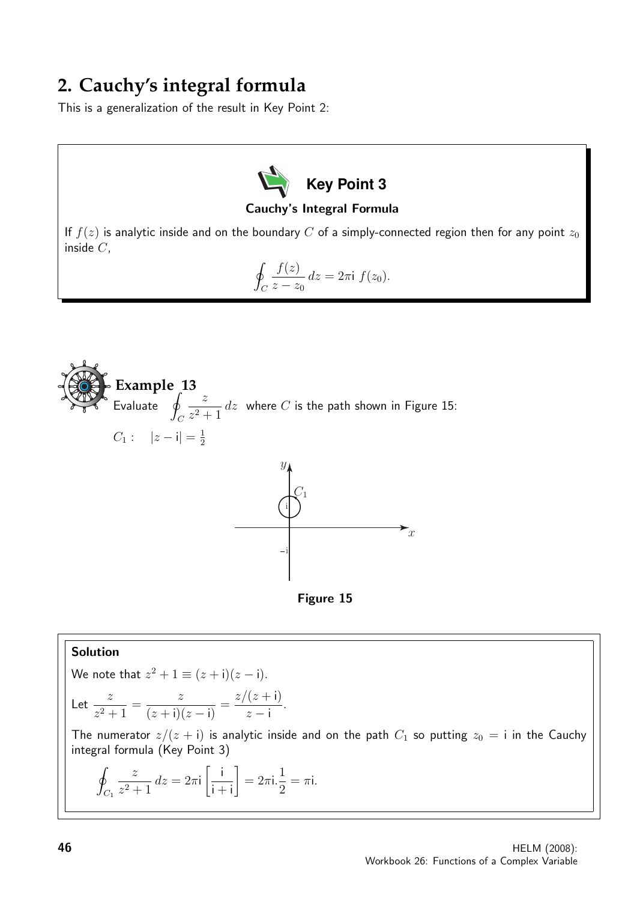## 2. Cauchy's integral formula

This is a generalization of the result in Key Point 2:

**Key Point 3**

**Cauchy's Integral Formula**

If $f(z)$ is analytic inside and on the boundary $C$ of a simply-connected region then for any point $z_0$ inside $C$,

$$\oint_C \frac{f(z)}{z - z_0}\, dz = 2\pi \mathsf{i}\; f(z_0).$$

**Example 13**

Evaluate $\displaystyle\oint_C \frac{z}{z^2+1}\, dz$ where $C$ is the path shown in Figure 15:

$C_1 : \quad |z - \mathsf{i}| = \frac{1}{2}$

**Figure 15**

**Solution**

We note that $z^2 + 1 \equiv (z + \mathsf{i})(z - \mathsf{i})$.

Let $\displaystyle\frac{z}{z^2+1} = \frac{z}{(z+\mathsf{i})(z-\mathsf{i})} = \frac{z/(z+\mathsf{i})}{z-\mathsf{i}}$.

The numerator $z/(z + \mathsf{i})$ is analytic inside and on the path $C_1$ so putting $z_0 = \mathsf{i}$ in the Cauchy integral formula (Key Point 3)

$$\oint_{C_1} \frac{z}{z^2+1}\, dz = 2\pi \mathsf{i} \left[\frac{\mathsf{i}}{\mathsf{i}+\mathsf{i}}\right] = 2\pi \mathsf{i}.\frac{1}{2} = \pi \mathsf{i}.$$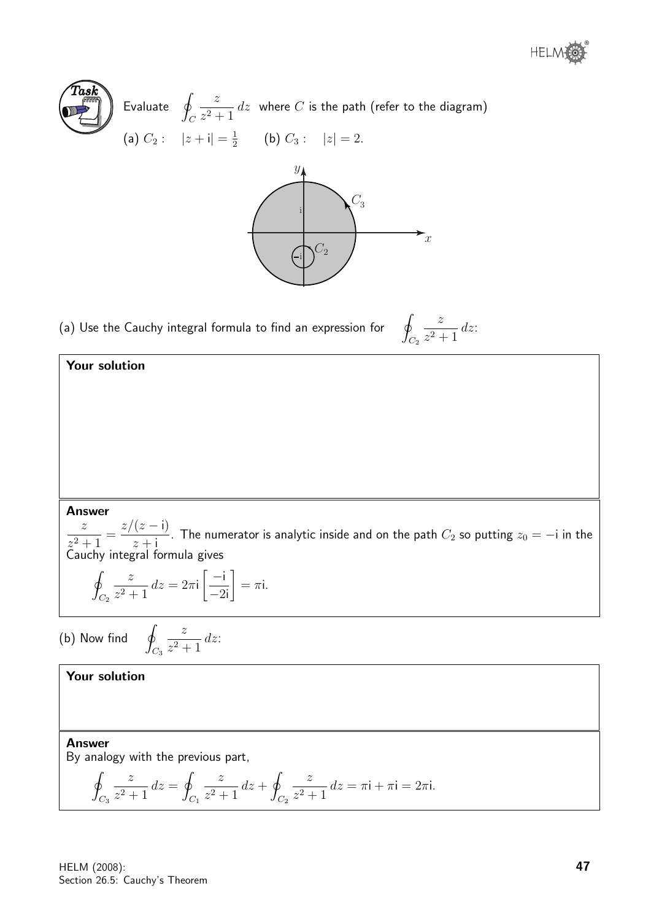**Task**

Evaluate $\displaystyle\oint_C \frac{z}{z^2+1}\,dz$ where $C$ is the path (refer to the diagram)

(a) $C_2: \quad |z+\mathrm{i}| = \frac{1}{2}$ (b) $C_3: \quad |z| = 2.$

(a) Use the Cauchy integral formula to find an expression for $\displaystyle\oint_{C_2} \frac{z}{z^2+1}\,dz$:

**Your solution**

**Answer**

$\dfrac{z}{z^2+1} = \dfrac{z/(z-\mathrm{i})}{z+\mathrm{i}}$. The numerator is analytic inside and on the path $C_2$ so putting $z_0 = -\mathrm{i}$ in the Cauchy integral formula gives

$$\oint_{C_2} \frac{z}{z^2+1}\,dz = 2\pi\mathrm{i}\left[\frac{-\mathrm{i}}{-2\mathrm{i}}\right] = \pi\mathrm{i}.$$

(b) Now find $\displaystyle\oint_{C_3} \frac{z}{z^2+1}\,dz$:

**Your solution**

**Answer**

By analogy with the previous part,

$$\oint_{C_3} \frac{z}{z^2+1}\,dz = \oint_{C_1} \frac{z}{z^2+1}\,dz + \oint_{C_2} \frac{z}{z^2+1}\,dz = \pi\mathrm{i} + \pi\mathrm{i} = 2\pi\mathrm{i}.$$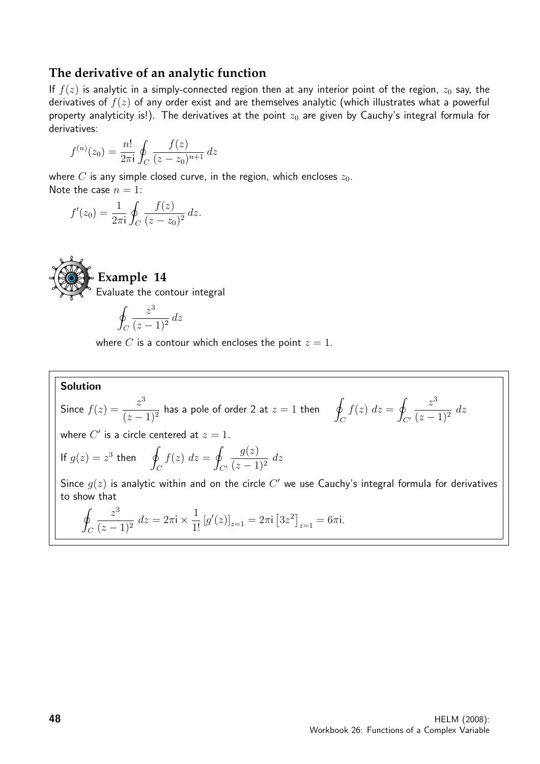## The derivative of an analytic function

If $f(z)$ is analytic in a simply-connected region then at any interior point of the region, $z_0$ say, the derivatives of $f(z)$ of any order exist and are themselves analytic (which illustrates what a powerful property analyticity is!). The derivatives at the point $z_0$ are given by Cauchy's integral formula for derivatives:

$$f^{(n)}(z_0) = \frac{n!}{2\pi \mathsf{i}} \oint_C \frac{f(z)}{(z - z_0)^{n+1}}\, dz$$

where $C$ is any simple closed curve, in the region, which encloses $z_0$.
Note the case $n = 1$:

$$f'(z_0) = \frac{1}{2\pi \mathsf{i}} \oint_C \frac{f(z)}{(z - z_0)^2}\, dz.$$

### Example 14

Evaluate the contour integral

$$\oint_C \frac{z^3}{(z-1)^2}\, dz$$

where $C$ is a contour which encloses the point $z = 1$.

**Solution**

Since $f(z) = \dfrac{z^3}{(z-1)^2}$ has a pole of order 2 at $z = 1$ then $\displaystyle\oint_C f(z)\, dz = \oint_{C'} \frac{z^3}{(z-1)^2}\, dz$

where $C'$ is a circle centered at $z = 1$.

If $g(z) = z^3$ then $\displaystyle\oint_C f(z)\, dz = \oint_{C'} \frac{g(z)}{(z-1)^2}\, dz$

Since $g(z)$ is analytic within and on the circle $C'$ we use Cauchy's integral formula for derivatives to show that

$$\oint_C \frac{z^3}{(z-1)^2}\, dz = 2\pi \mathsf{i} \times \frac{1}{1!}\left[g'(z)\right]_{z=1} = 2\pi \mathsf{i}\left[3z^2\right]_{z=1} = 6\pi \mathsf{i}.$$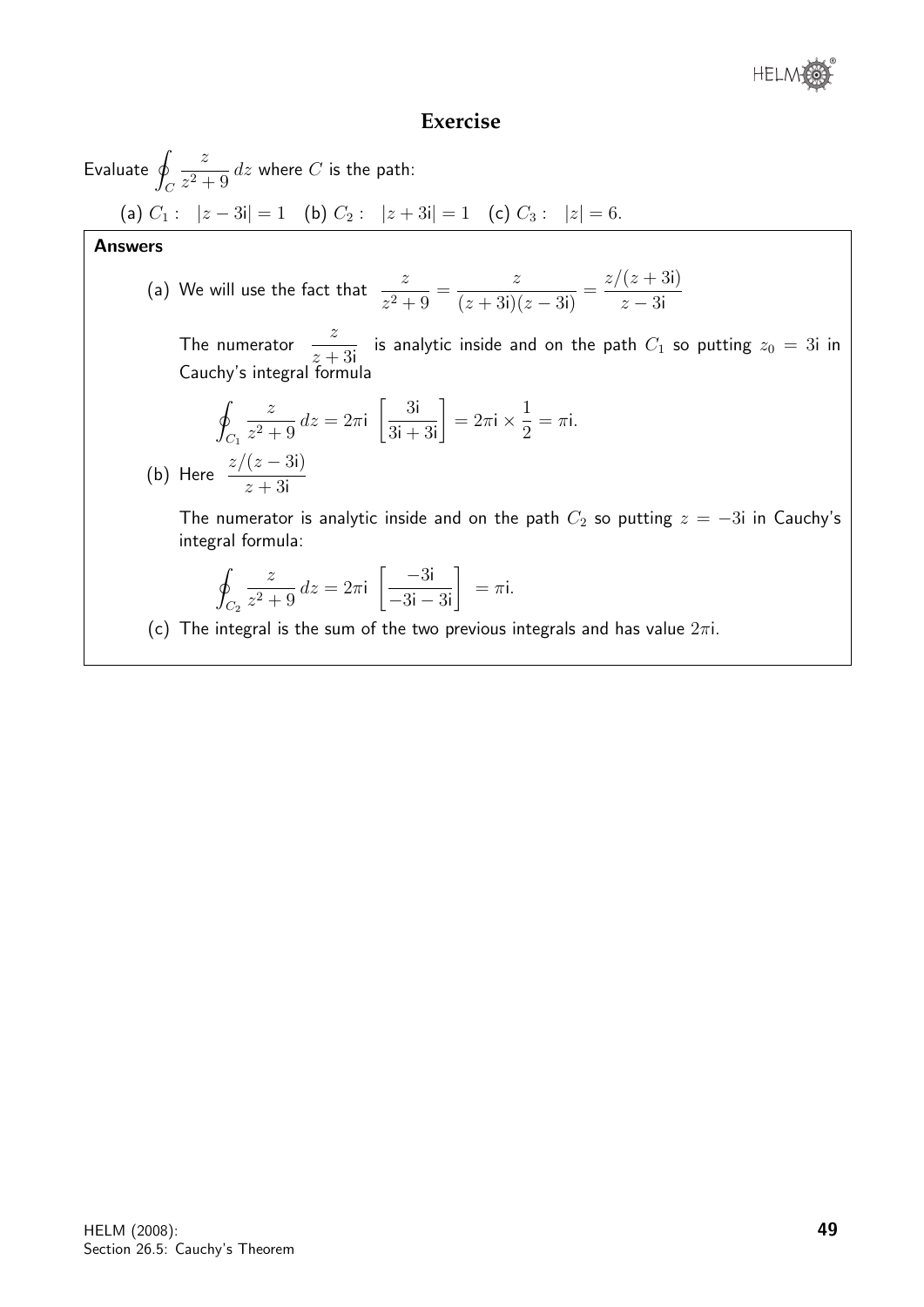## Exercise

Evaluate $\oint_C \frac{z}{z^2+9}\,dz$ where $C$ is the path:

(a) $C_1: \quad |z-3\mathrm{i}| = 1$ (b) $C_2: \quad |z+3\mathrm{i}| = 1$ (c) $C_3: \quad |z| = 6.$

**Answers**

(a) We will use the fact that $\frac{z}{z^2+9} = \frac{z}{(z+3\mathrm{i})(z-3\mathrm{i})} = \frac{z/(z+3\mathrm{i})}{z-3\mathrm{i}}$

The numerator $\frac{z}{z+3\mathrm{i}}$ is analytic inside and on the path $C_1$ so putting $z_0 = 3\mathrm{i}$ in Cauchy's integral formula

$$\oint_{C_1} \frac{z}{z^2+9}\,dz = 2\pi\mathrm{i}\ \left[\frac{3\mathrm{i}}{3\mathrm{i}+3\mathrm{i}}\right] = 2\pi\mathrm{i} \times \frac{1}{2} = \pi\mathrm{i}.$$

(b) Here $\frac{z/(z-3\mathrm{i})}{z+3\mathrm{i}}$

The numerator is analytic inside and on the path $C_2$ so putting $z = -3\mathrm{i}$ in Cauchy's integral formula:

$$\oint_{C_2} \frac{z}{z^2+9}\,dz = 2\pi\mathrm{i}\ \left[\frac{-3\mathrm{i}}{-3\mathrm{i}-3\mathrm{i}}\right]\ = \pi\mathrm{i}.$$

(c) The integral is the sum of the two previous integrals and has value $2\pi\mathrm{i}$.